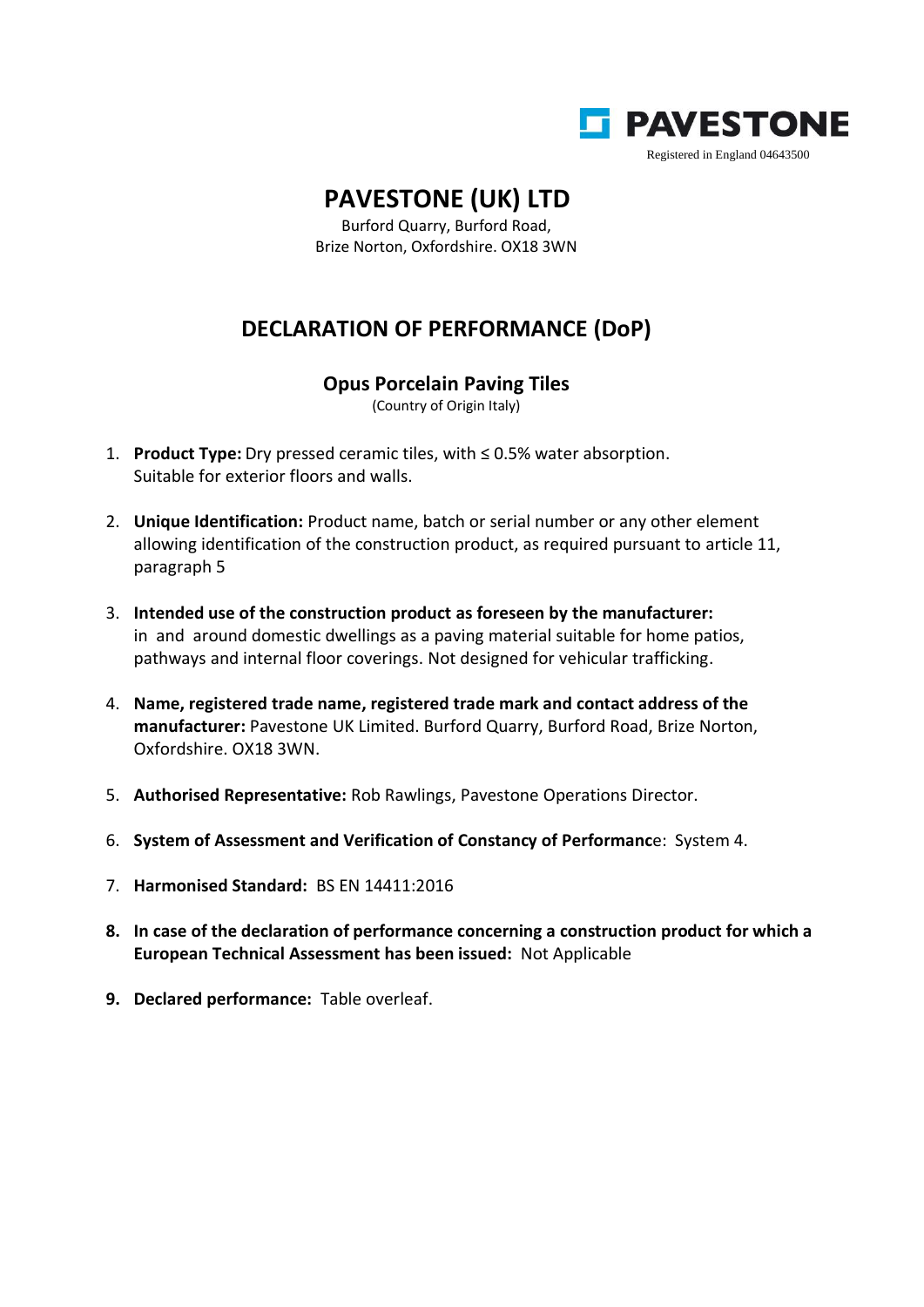PAVESTONE

Registered in England 04643500

# PAVESTONE (UK) LTD

Burford Quarry, Burford Road,
Brize Norton, Oxfordshire. OX18 3WN

## DECLARATION OF PERFORMANCE (DoP)

### Opus Porcelain Paving Tiles

(Country of Origin Italy)

1. **Product Type:** Dry pressed ceramic tiles, with ≤ 0.5% water absorption. Suitable for exterior floors and walls.

2. **Unique Identification:** Product name, batch or serial number or any other element allowing identification of the construction product, as required pursuant to article 11, paragraph 5

3. **Intended use of the construction product as foreseen by the manufacturer:** in and around domestic dwellings as a paving material suitable for home patios, pathways and internal floor coverings. Not designed for vehicular trafficking.

4. **Name, registered trade name, registered trade mark and contact address of the manufacturer:** Pavestone UK Limited. Burford Quarry, Burford Road, Brize Norton, Oxfordshire. OX18 3WN.

5. **Authorised Representative:** Rob Rawlings, Pavestone Operations Director.

6. **System of Assessment and Verification of Constancy of Performanc**e: System 4.

7. **Harmonised Standard:** BS EN 14411:2016

8. **In case of the declaration of performance concerning a construction product for which a European Technical Assessment has been issued:** Not Applicable

9. **Declared performance:** Table overleaf.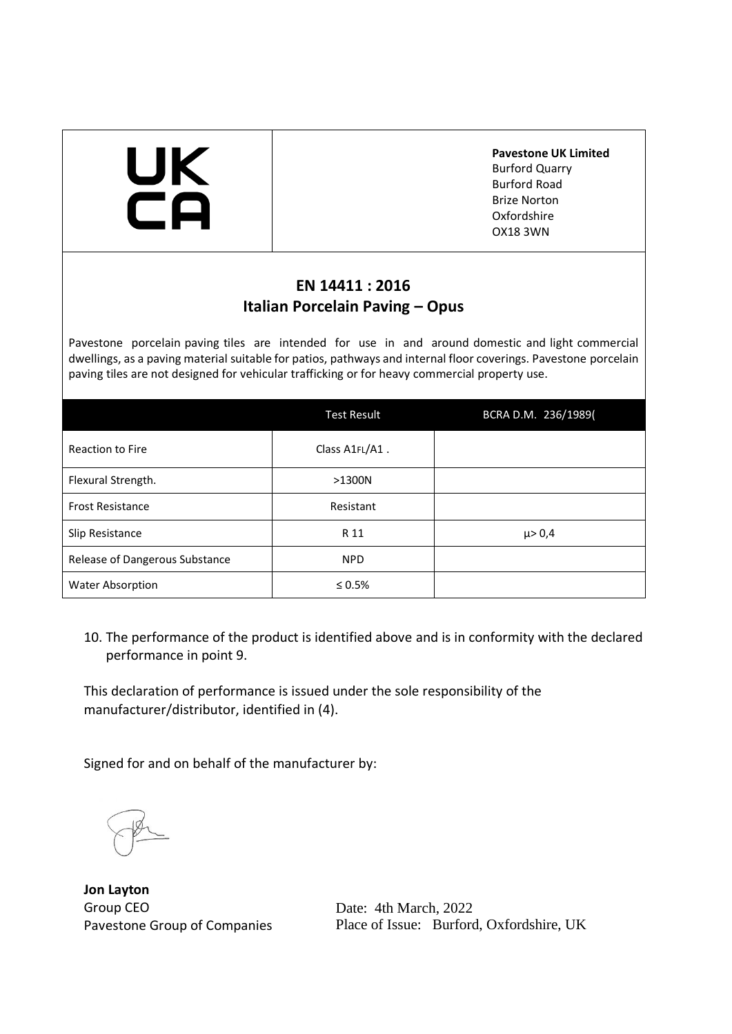UK
CA

**Pavestone UK Limited**
Burford Quarry
Burford Road
Brize Norton
Oxfordshire
OX18 3WN

## EN 14411 : 2016
## Italian Porcelain Paving – Opus

Pavestone porcelain paving tiles are intended for use in and around domestic and light commercial dwellings, as a paving material suitable for patios, pathways and internal floor coverings. Pavestone porcelain paving tiles are not designed for vehicular trafficking or for heavy commercial property use.

| | Test Result | BCRA D.M. 236/1989( |
|---|---|---|
| Reaction to Fire | Class $A1_{FL}$/A1 . | |
| Flexural Strength. | >1300N | |
| Frost Resistance | Resistant | |
| Slip Resistance | R 11 | $\mu > 0,4$ |
| Release of Dangerous Substance | NPD | |
| Water Absorption | ≤ 0.5% | |

10. The performance of the product is identified above and is in conformity with the declared performance in point 9.

This declaration of performance is issued under the sole responsibility of the manufacturer/distributor, identified in (4).

Signed for and on behalf of the manufacturer by:

**Jon Layton**
Group CEO
Pavestone Group of Companies

Date: 4th March, 2022
Place of Issue: Burford, Oxfordshire, UK